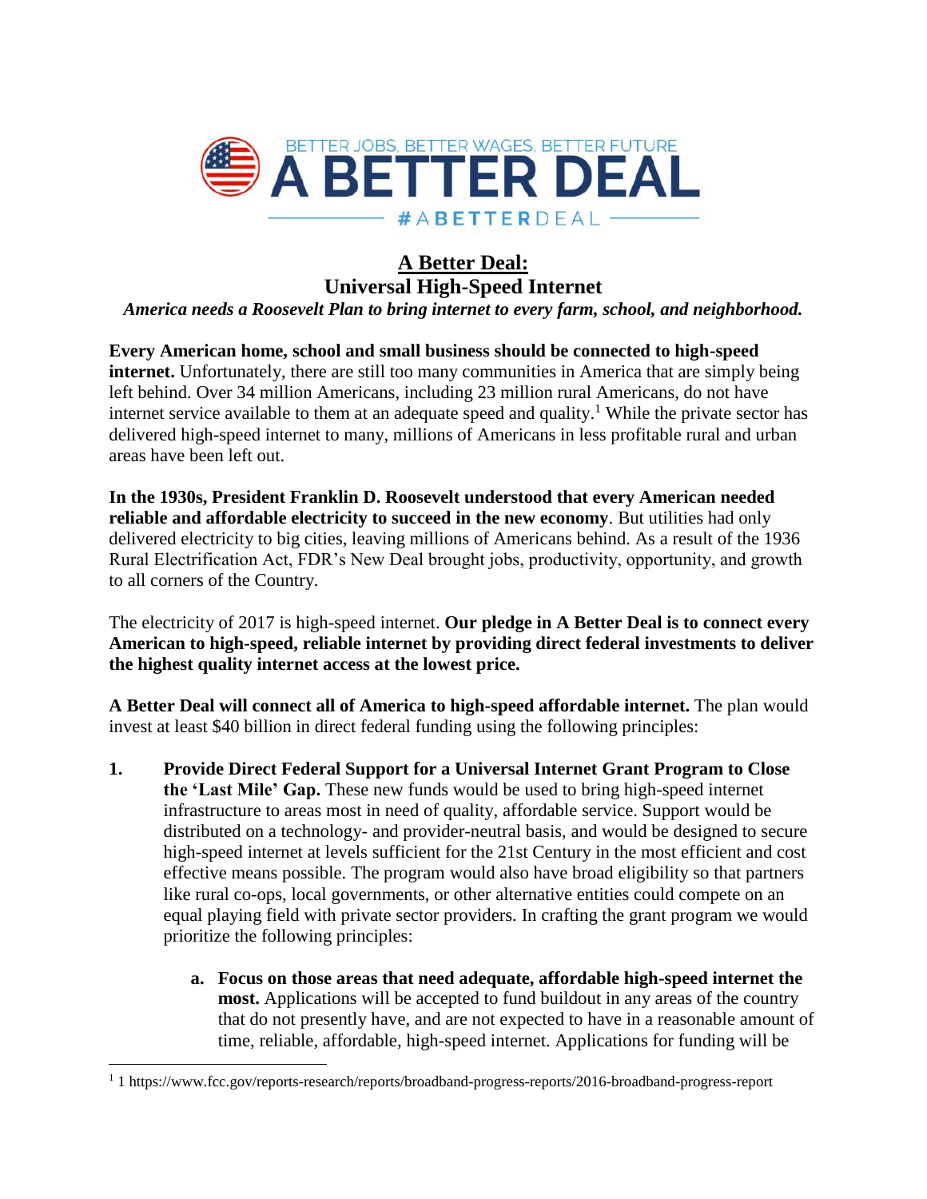BETTER JOBS, BETTER WAGES, BETTER FUTURE

# A BETTER DEAL

#ABETTERDEAL

## A Better Deal:
## Universal High-Speed Internet

*America needs a Roosevelt Plan to bring internet to every farm, school, and neighborhood.*

**Every American home, school and small business should be connected to high-speed internet.** Unfortunately, there are still too many communities in America that are simply being left behind. Over 34 million Americans, including 23 million rural Americans, do not have internet service available to them at an adequate speed and quality.[1] While the private sector has delivered high-speed internet to many, millions of Americans in less profitable rural and urban areas have been left out.

**In the 1930s, President Franklin D. Roosevelt understood that every American needed reliable and affordable electricity to succeed in the new economy**. But utilities had only delivered electricity to big cities, leaving millions of Americans behind. As a result of the 1936 Rural Electrification Act, FDR's New Deal brought jobs, productivity, opportunity, and growth to all corners of the Country.

The electricity of 2017 is high-speed internet. **Our pledge in A Better Deal is to connect every American to high-speed, reliable internet by providing direct federal investments to deliver the highest quality internet access at the lowest price.**

**A Better Deal will connect all of America to high-speed affordable internet.** The plan would invest at least $40 billion in direct federal funding using the following principles:

1. **Provide Direct Federal Support for a Universal Internet Grant Program to Close the 'Last Mile' Gap.** These new funds would be used to bring high-speed internet infrastructure to areas most in need of quality, affordable service. Support would be distributed on a technology- and provider-neutral basis, and would be designed to secure high-speed internet at levels sufficient for the 21st Century in the most efficient and cost effective means possible. The program would also have broad eligibility so that partners like rural co-ops, local governments, or other alternative entities could compete on an equal playing field with private sector providers. In crafting the grant program we would prioritize the following principles:

    a. **Focus on those areas that need adequate, affordable high-speed internet the most.** Applications will be accepted to fund buildout in any areas of the country that do not presently have, and are not expected to have in a reasonable amount of time, reliable, affordable, high-speed internet. Applications for funding will be

---

[1] 1 https://www.fcc.gov/reports-research/reports/broadband-progress-reports/2016-broadband-progress-report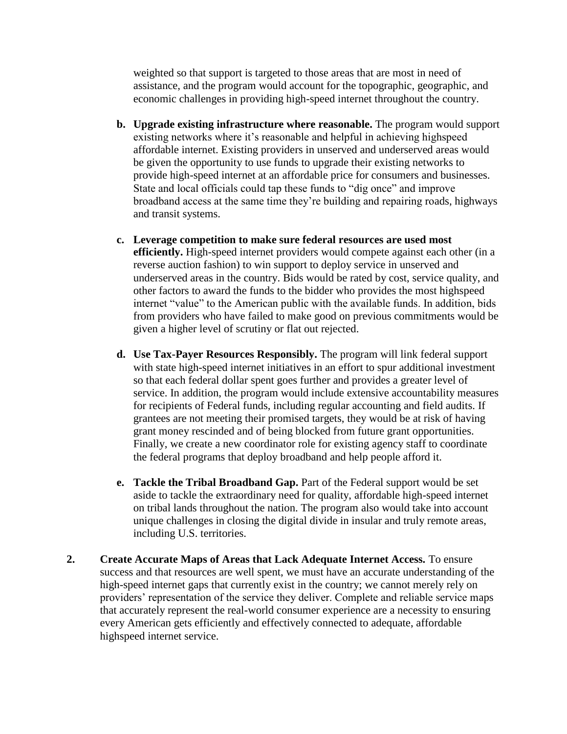weighted so that support is targeted to those areas that are most in need of assistance, and the program would account for the topographic, geographic, and economic challenges in providing high-speed internet throughout the country.

b. **Upgrade existing infrastructure where reasonable.** The program would support existing networks where it's reasonable and helpful in achieving highspeed affordable internet. Existing providers in unserved and underserved areas would be given the opportunity to use funds to upgrade their existing networks to provide high-speed internet at an affordable price for consumers and businesses. State and local officials could tap these funds to "dig once" and improve broadband access at the same time they're building and repairing roads, highways and transit systems.

c. **Leverage competition to make sure federal resources are used most efficiently.** High-speed internet providers would compete against each other (in a reverse auction fashion) to win support to deploy service in unserved and underserved areas in the country. Bids would be rated by cost, service quality, and other factors to award the funds to the bidder who provides the most highspeed internet "value" to the American public with the available funds. In addition, bids from providers who have failed to make good on previous commitments would be given a higher level of scrutiny or flat out rejected.

d. **Use Tax-Payer Resources Responsibly.** The program will link federal support with state high-speed internet initiatives in an effort to spur additional investment so that each federal dollar spent goes further and provides a greater level of service. In addition, the program would include extensive accountability measures for recipients of Federal funds, including regular accounting and field audits. If grantees are not meeting their promised targets, they would be at risk of having grant money rescinded and of being blocked from future grant opportunities. Finally, we create a new coordinator role for existing agency staff to coordinate the federal programs that deploy broadband and help people afford it.

e. **Tackle the Tribal Broadband Gap.** Part of the Federal support would be set aside to tackle the extraordinary need for quality, affordable high-speed internet on tribal lands throughout the nation. The program also would take into account unique challenges in closing the digital divide in insular and truly remote areas, including U.S. territories.

2. **Create Accurate Maps of Areas that Lack Adequate Internet Access.** To ensure success and that resources are well spent, we must have an accurate understanding of the high-speed internet gaps that currently exist in the country; we cannot merely rely on providers' representation of the service they deliver. Complete and reliable service maps that accurately represent the real-world consumer experience are a necessity to ensuring every American gets efficiently and effectively connected to adequate, affordable highspeed internet service.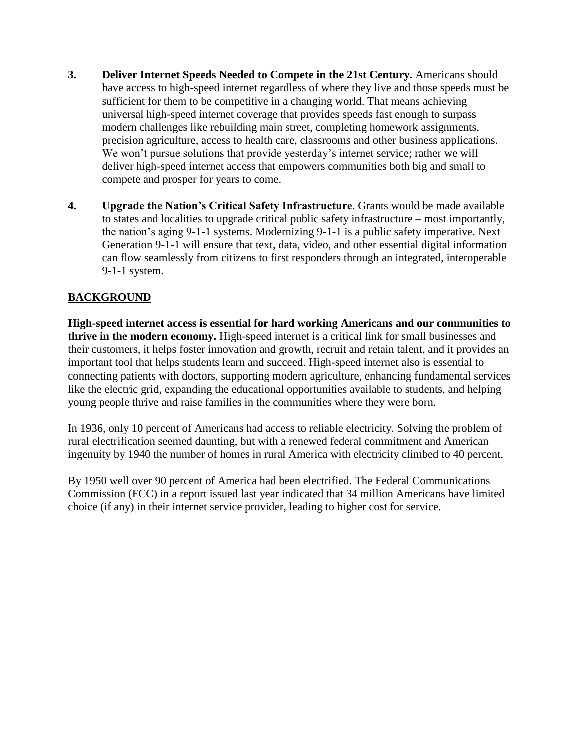3. **Deliver Internet Speeds Needed to Compete in the 21st Century.** Americans should have access to high-speed internet regardless of where they live and those speeds must be sufficient for them to be competitive in a changing world. That means achieving universal high-speed internet coverage that provides speeds fast enough to surpass modern challenges like rebuilding main street, completing homework assignments, precision agriculture, access to health care, classrooms and other business applications. We won't pursue solutions that provide yesterday's internet service; rather we will deliver high-speed internet access that empowers communities both big and small to compete and prosper for years to come.

4. **Upgrade the Nation's Critical Safety Infrastructure**. Grants would be made available to states and localities to upgrade critical public safety infrastructure – most importantly, the nation's aging 9-1-1 systems. Modernizing 9-1-1 is a public safety imperative. Next Generation 9-1-1 will ensure that text, data, video, and other essential digital information can flow seamlessly from citizens to first responders through an integrated, interoperable 9-1-1 system.

## BACKGROUND

**High-speed internet access is essential for hard working Americans and our communities to thrive in the modern economy.** High-speed internet is a critical link for small businesses and their customers, it helps foster innovation and growth, recruit and retain talent, and it provides an important tool that helps students learn and succeed. High-speed internet also is essential to connecting patients with doctors, supporting modern agriculture, enhancing fundamental services like the electric grid, expanding the educational opportunities available to students, and helping young people thrive and raise families in the communities where they were born.

In 1936, only 10 percent of Americans had access to reliable electricity. Solving the problem of rural electrification seemed daunting, but with a renewed federal commitment and American ingenuity by 1940 the number of homes in rural America with electricity climbed to 40 percent.

By 1950 well over 90 percent of America had been electrified. The Federal Communications Commission (FCC) in a report issued last year indicated that 34 million Americans have limited choice (if any) in their internet service provider, leading to higher cost for service.